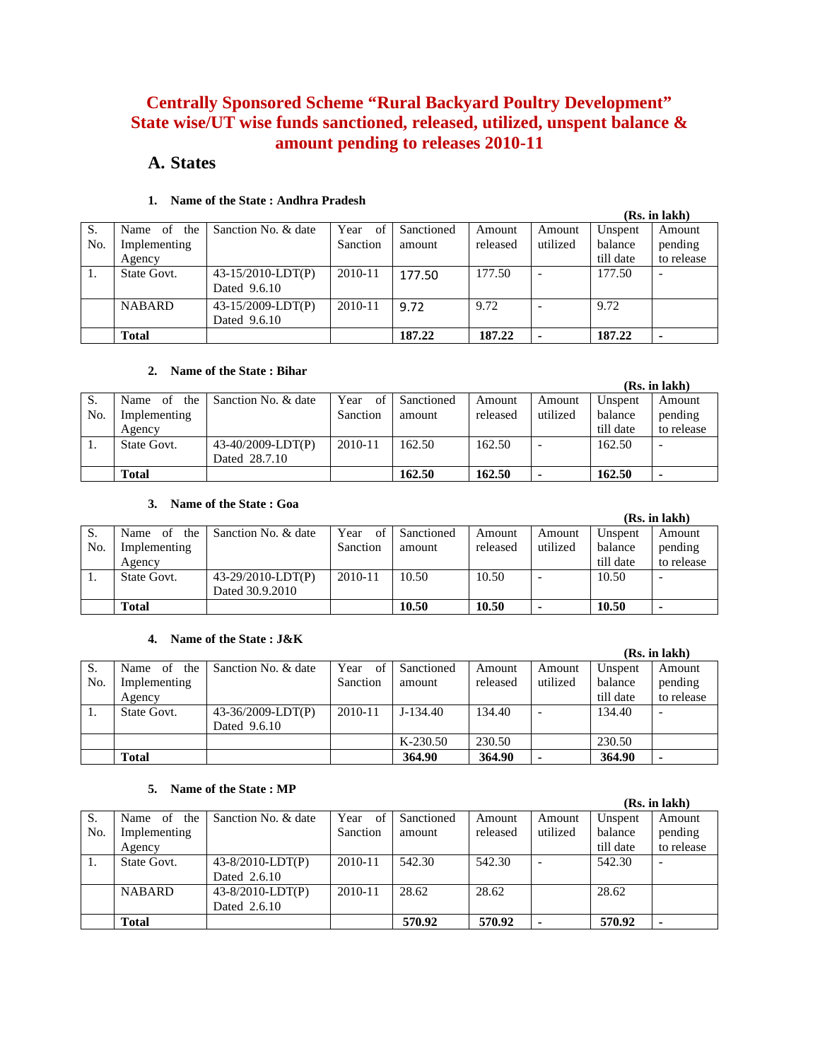# Centrally Sponsored Scheme "Rural Backyard Poultry Development"
# State wise/UT wise funds sanctioned, released, utilized, unspent balance & amount pending to releases 2010-11

## A. States

### 1. Name of the State : Andhra Pradesh

**(Rs. in lakh)**

| S. No. | Name of the Implementing Agency | Sanction No. & date | Year of Sanction | Sanctioned amount | Amount released | Amount utilized | Unspent balance till date | Amount pending to release |
|---|---|---|---|---|---|---|---|---|
| 1. | State Govt. | 43-15/2010-LDT(P) Dated 9.6.10 | 2010-11 | 177.50 | 177.50 | - | 177.50 | - |
| | NABARD | 43-15/2009-LDT(P) Dated 9.6.10 | 2010-11 | 9.72 | 9.72 | - | 9.72 | |
| | **Total** | | | **187.22** | **187.22** | **-** | **187.22** | **-** |

### 2. Name of the State : Bihar

**(Rs. in lakh)**

| S. No. | Name of the Implementing Agency | Sanction No. & date | Year of Sanction | Sanctioned amount | Amount released | Amount utilized | Unspent balance till date | Amount pending to release |
|---|---|---|---|---|---|---|---|---|
| 1. | State Govt. | 43-40/2009-LDT(P) Dated 28.7.10 | 2010-11 | 162.50 | 162.50 | - | 162.50 | - |
| | **Total** | | | **162.50** | **162.50** | **-** | **162.50** | **-** |

### 3. Name of the State : Goa

**(Rs. in lakh)**

| S. No. | Name of the Implementing Agency | Sanction No. & date | Year of Sanction | Sanctioned amount | Amount released | Amount utilized | Unspent balance till date | Amount pending to release |
|---|---|---|---|---|---|---|---|---|
| 1. | State Govt. | 43-29/2010-LDT(P) Dated 30.9.2010 | 2010-11 | 10.50 | 10.50 | - | 10.50 | - |
| | **Total** | | | **10.50** | **10.50** | **-** | **10.50** | **-** |

### 4. Name of the State : J&K

**(Rs. in lakh)**

| S. No. | Name of the Implementing Agency | Sanction No. & date | Year of Sanction | Sanctioned amount | Amount released | Amount utilized | Unspent balance till date | Amount pending to release |
|---|---|---|---|---|---|---|---|---|
| 1. | State Govt. | 43-36/2009-LDT(P) Dated 9.6.10 | 2010-11 | J-134.40 | 134.40 | - | 134.40 | - |
| | | | | K-230.50 | 230.50 | | 230.50 | |
| | **Total** | | | **364.90** | **364.90** | **-** | **364.90** | **-** |

### 5. Name of the State : MP

**(Rs. in lakh)**

| S. No. | Name of the Implementing Agency | Sanction No. & date | Year of Sanction | Sanctioned amount | Amount released | Amount utilized | Unspent balance till date | Amount pending to release |
|---|---|---|---|---|---|---|---|---|
| 1. | State Govt. | 43-8/2010-LDT(P) Dated 2.6.10 | 2010-11 | 542.30 | 542.30 | - | 542.30 | - |
| | NABARD | 43-8/2010-LDT(P) Dated 2.6.10 | 2010-11 | 28.62 | 28.62 | | 28.62 | |
| | **Total** | | | **570.92** | **570.92** | **-** | **570.92** | **-** |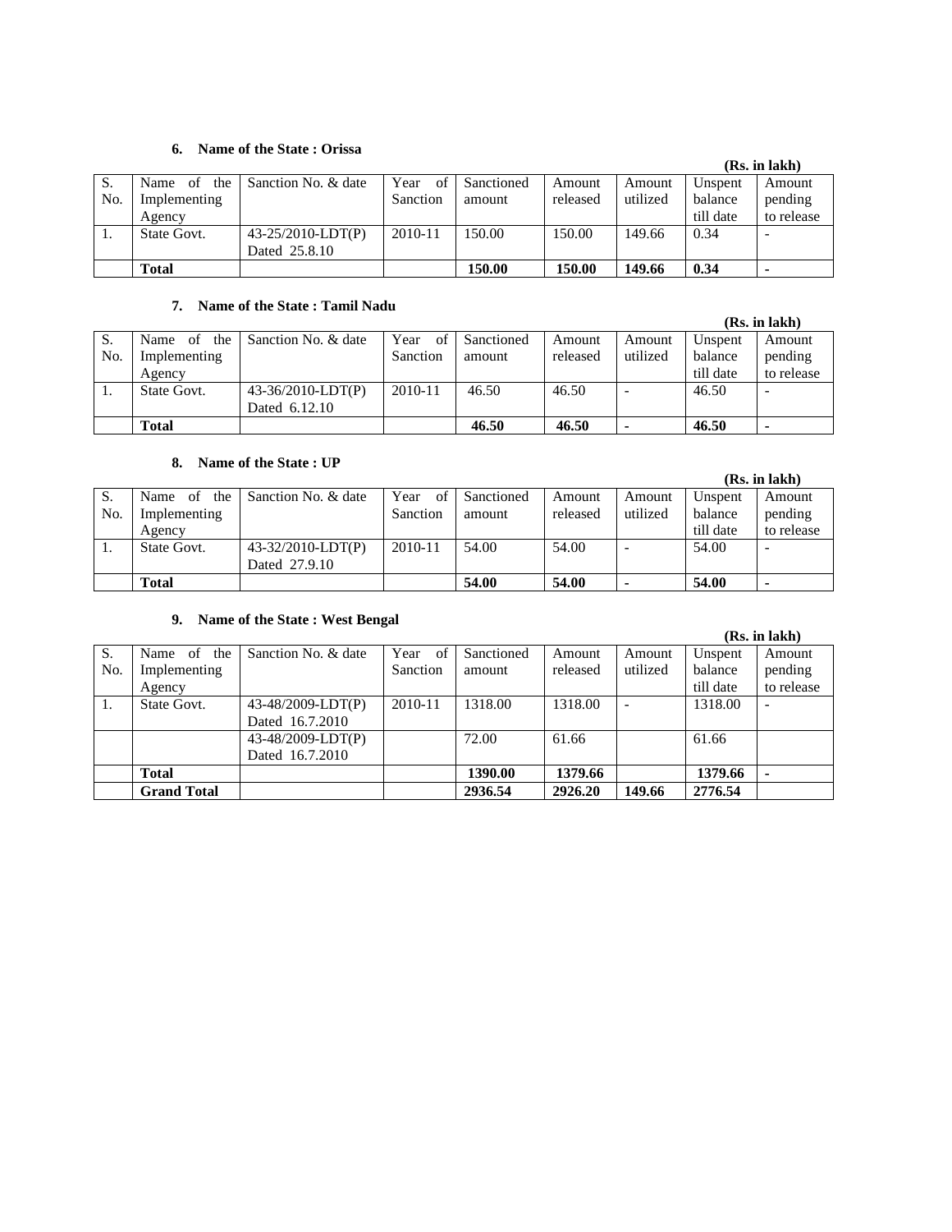**6. Name of the State : Orissa**

**(Rs. in lakh)**

| S. No. | Name of the Implementing Agency | Sanction No. & date | Year of Sanction | Sanctioned amount | Amount released | Amount utilized | Unspent balance till date | Amount pending to release |
|---|---|---|---|---|---|---|---|---|
| 1. | State Govt. | 43-25/2010-LDT(P) Dated 25.8.10 | 2010-11 | 150.00 | 150.00 | 149.66 | 0.34 | - |
| | **Total** | | | **150.00** | **150.00** | **149.66** | **0.34** | **-** |

**7. Name of the State : Tamil Nadu**

**(Rs. in lakh)**

| S. No. | Name of the Implementing Agency | Sanction No. & date | Year of Sanction | Sanctioned amount | Amount released | Amount utilized | Unspent balance till date | Amount pending to release |
|---|---|---|---|---|---|---|---|---|
| 1. | State Govt. | 43-36/2010-LDT(P) Dated 6.12.10 | 2010-11 | 46.50 | 46.50 | - | 46.50 | - |
| | **Total** | | | **46.50** | **46.50** | **-** | **46.50** | **-** |

**8. Name of the State : UP**

**(Rs. in lakh)**

| S. No. | Name of the Implementing Agency | Sanction No. & date | Year of Sanction | Sanctioned amount | Amount released | Amount utilized | Unspent balance till date | Amount pending to release |
|---|---|---|---|---|---|---|---|---|
| 1. | State Govt. | 43-32/2010-LDT(P) Dated 27.9.10 | 2010-11 | 54.00 | 54.00 | - | 54.00 | - |
| | **Total** | | | **54.00** | **54.00** | **-** | **54.00** | **-** |

**9. Name of the State : West Bengal**

**(Rs. in lakh)**

| S. No. | Name of the Implementing Agency | Sanction No. & date | Year of Sanction | Sanctioned amount | Amount released | Amount utilized | Unspent balance till date | Amount pending to release |
|---|---|---|---|---|---|---|---|---|
| 1. | State Govt. | 43-48/2009-LDT(P) Dated 16.7.2010 | 2010-11 | 1318.00 | 1318.00 | - | 1318.00 | - |
| | | 43-48/2009-LDT(P) Dated 16.7.2010 | | 72.00 | 61.66 | | 61.66 | |
| | **Total** | | | **1390.00** | **1379.66** | | **1379.66** | **-** |
| | **Grand Total** | | | **2936.54** | **2926.20** | **149.66** | **2776.54** | |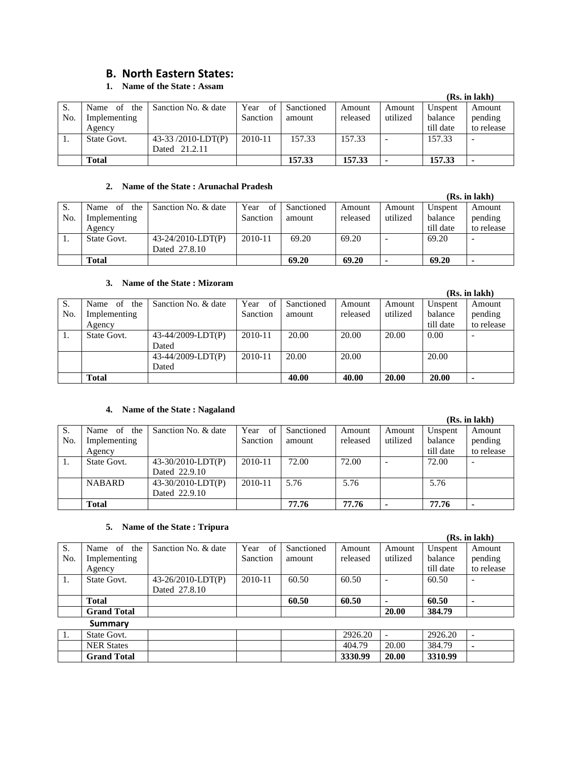## B. North Eastern States:

### 1. Name of the State : Assam

**(Rs. in lakh)**

| S. No. | Name of the Implementing Agency | Sanction No. & date | Year of Sanction | Sanctioned amount | Amount released | Amount utilized | Unspent balance till date | Amount pending to release |
|---|---|---|---|---|---|---|---|---|
| 1. | State Govt. | 43-33 /2010-LDT(P) Dated 21.2.11 | 2010-11 | 157.33 | 157.33 | - | 157.33 | - |
| | **Total** | | | **157.33** | **157.33** | **-** | **157.33** | **-** |

### 2. Name of the State : Arunachal Pradesh

**(Rs. in lakh)**

| S. No. | Name of the Implementing Agency | Sanction No. & date | Year of Sanction | Sanctioned amount | Amount released | Amount utilized | Unspent balance till date | Amount pending to release |
|---|---|---|---|---|---|---|---|---|
| 1. | State Govt. | 43-24/2010-LDT(P) Dated 27.8.10 | 2010-11 | 69.20 | 69.20 | - | 69.20 | - |
| | **Total** | | | **69.20** | **69.20** | **-** | **69.20** | **-** |

### 3. Name of the State : Mizoram

**(Rs. in lakh)**

| S. No. | Name of the Implementing Agency | Sanction No. & date | Year of Sanction | Sanctioned amount | Amount released | Amount utilized | Unspent balance till date | Amount pending to release |
|---|---|---|---|---|---|---|---|---|
| 1. | State Govt. | 43-44/2009-LDT(P) Dated | 2010-11 | 20.00 | 20.00 | 20.00 | 0.00 | - |
| | | 43-44/2009-LDT(P) Dated | 2010-11 | 20.00 | 20.00 | | 20.00 | |
| | **Total** | | | **40.00** | **40.00** | **20.00** | **20.00** | **-** |

### 4. Name of the State : Nagaland

**(Rs. in lakh)**

| S. No. | Name of the Implementing Agency | Sanction No. & date | Year of Sanction | Sanctioned amount | Amount released | Amount utilized | Unspent balance till date | Amount pending to release |
|---|---|---|---|---|---|---|---|---|
| 1. | State Govt. | 43-30/2010-LDT(P) Dated 22.9.10 | 2010-11 | 72.00 | 72.00 | - | 72.00 | - |
| | NABARD | 43-30/2010-LDT(P) Dated 22.9.10 | 2010-11 | 5.76 | 5.76 | | 5.76 | |
| | **Total** | | | **77.76** | **77.76** | **-** | **77.76** | **-** |

### 5. Name of the State : Tripura

**(Rs. in lakh)**

| S. No. | Name of the Implementing Agency | Sanction No. & date | Year of Sanction | Sanctioned amount | Amount released | Amount utilized | Unspent balance till date | Amount pending to release |
|---|---|---|---|---|---|---|---|---|
| 1. | State Govt. | 43-26/2010-LDT(P) Dated 27.8.10 | 2010-11 | 60.50 | 60.50 | - | 60.50 | - |
| | **Total** | | | **60.50** | **60.50** | **-** | **60.50** | **-** |
| | **Grand Total** | | | | | **20.00** | **384.79** | |
| | **Summary** | | | | | | | |
| 1. | State Govt. | | | | 2926.20 | - | 2926.20 | - |
| | NER States | | | | 404.79 | 20.00 | 384.79 | **-** |
| | **Grand Total** | | | | **3330.99** | **20.00** | **3310.99** | |